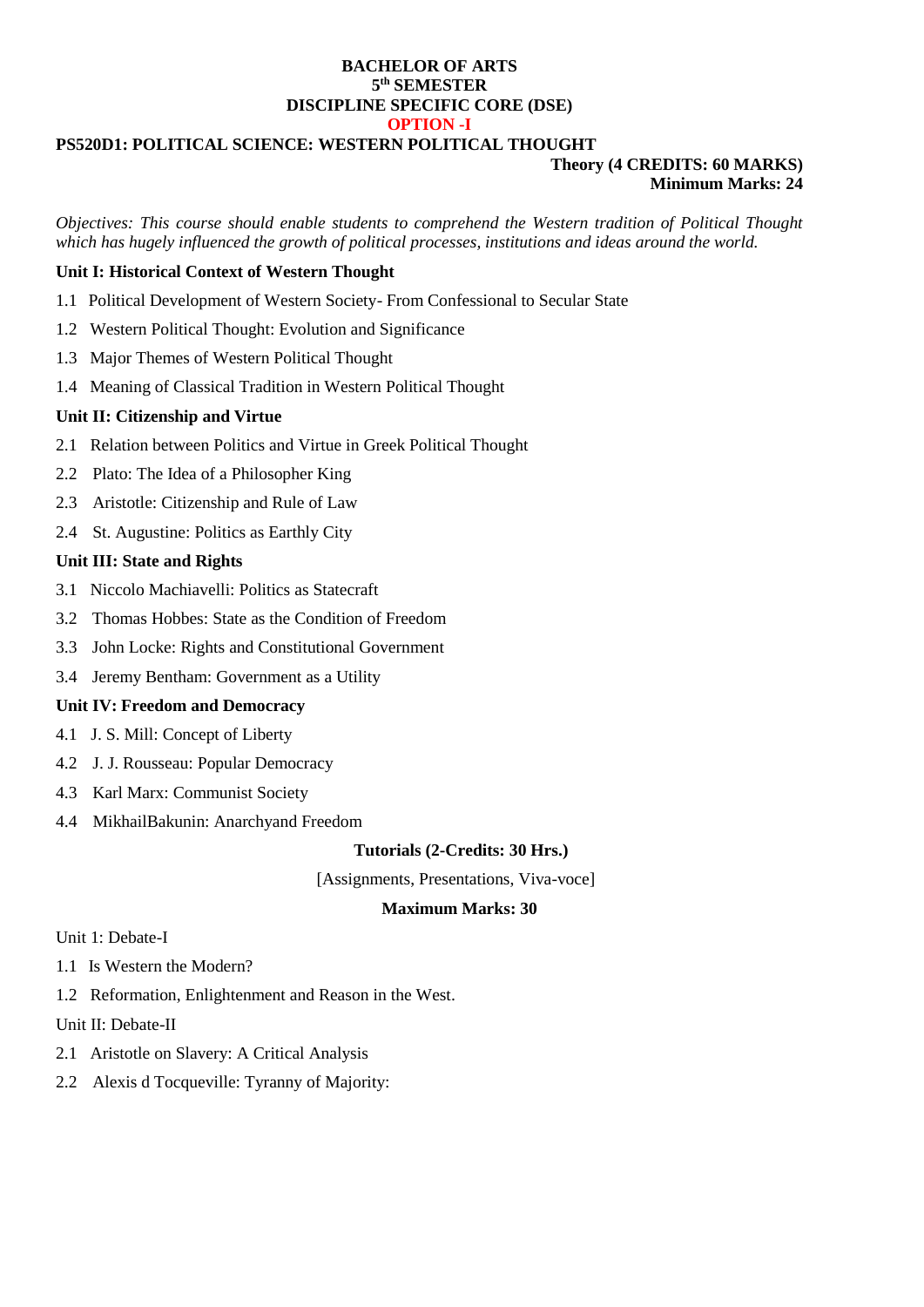**BACHELOR OF ARTS**
**5th SEMESTER**
**DISCIPLINE SPECIFIC CORE (DSE)**
**OPTION -I**

# PS520D1: POLITICAL SCIENCE: WESTERN POLITICAL THOUGHT

**Theory (4 CREDITS: 60 MARKS)**
**Minimum Marks: 24**

*Objectives: This course should enable students to comprehend the Western tradition of Political Thought which has hugely influenced the growth of political processes, institutions and ideas around the world.*

### Unit I: Historical Context of Western Thought

1.1 Political Development of Western Society- From Confessional to Secular State

1.2 Western Political Thought: Evolution and Significance

1.3 Major Themes of Western Political Thought

1.4 Meaning of Classical Tradition in Western Political Thought

### Unit II: Citizenship and Virtue

2.1 Relation between Politics and Virtue in Greek Political Thought

2.2 Plato: The Idea of a Philosopher King

2.3 Aristotle: Citizenship and Rule of Law

2.4 St. Augustine: Politics as Earthly City

### Unit III: State and Rights

3.1 Niccolo Machiavelli: Politics as Statecraft

3.2 Thomas Hobbes: State as the Condition of Freedom

3.3 John Locke: Rights and Constitutional Government

3.4 Jeremy Bentham: Government as a Utility

### Unit IV: Freedom and Democracy

4.1 J. S. Mill: Concept of Liberty

4.2 J. J. Rousseau: Popular Democracy

4.3 Karl Marx: Communist Society

4.4 MikhailBakunin: Anarchyand Freedom

**Tutorials (2-Credits: 30 Hrs.)**

[Assignments, Presentations, Viva-voce]

**Maximum Marks: 30**

Unit 1: Debate-I

1.1 Is Western the Modern?

1.2 Reformation, Enlightenment and Reason in the West.

Unit II: Debate-II

2.1 Aristotle on Slavery: A Critical Analysis

2.2 Alexis d Tocqueville: Tyranny of Majority: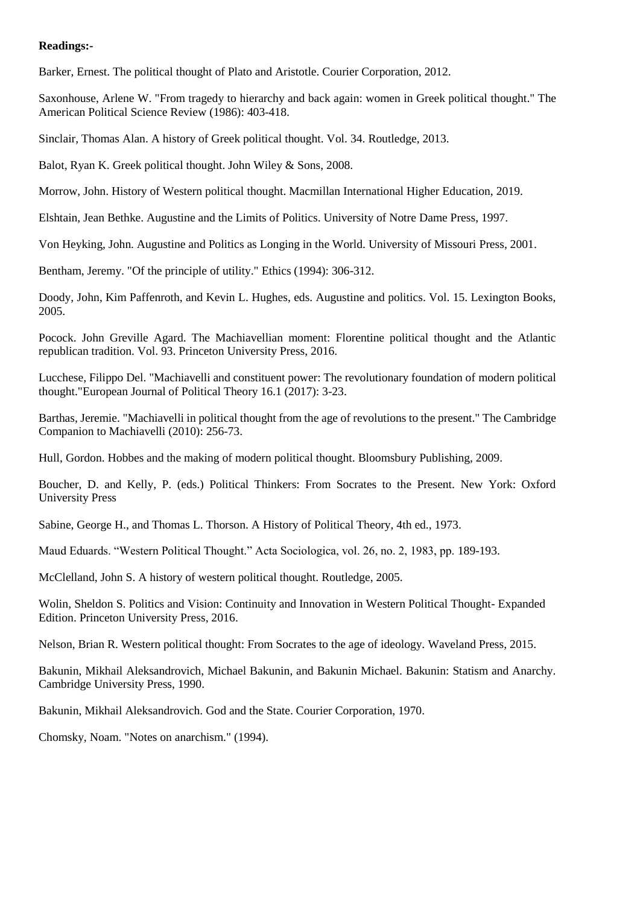**Readings:-**

Barker, Ernest. The political thought of Plato and Aristotle. Courier Corporation, 2012.

Saxonhouse, Arlene W. "From tragedy to hierarchy and back again: women in Greek political thought." The American Political Science Review (1986): 403-418.

Sinclair, Thomas Alan. A history of Greek political thought. Vol. 34. Routledge, 2013.

Balot, Ryan K. Greek political thought. John Wiley & Sons, 2008.

Morrow, John. History of Western political thought. Macmillan International Higher Education, 2019.

Elshtain, Jean Bethke. Augustine and the Limits of Politics. University of Notre Dame Press, 1997.

Von Heyking, John. Augustine and Politics as Longing in the World. University of Missouri Press, 2001.

Bentham, Jeremy. "Of the principle of utility." Ethics (1994): 306-312.

Doody, John, Kim Paffenroth, and Kevin L. Hughes, eds. Augustine and politics. Vol. 15. Lexington Books, 2005.

Pocock. John Greville Agard. The Machiavellian moment: Florentine political thought and the Atlantic republican tradition. Vol. 93. Princeton University Press, 2016.

Lucchese, Filippo Del. "Machiavelli and constituent power: The revolutionary foundation of modern political thought."European Journal of Political Theory 16.1 (2017): 3-23.

Barthas, Jeremie. "Machiavelli in political thought from the age of revolutions to the present." The Cambridge Companion to Machiavelli (2010): 256-73.

Hull, Gordon. Hobbes and the making of modern political thought. Bloomsbury Publishing, 2009.

Boucher, D. and Kelly, P. (eds.) Political Thinkers: From Socrates to the Present. New York: Oxford University Press

Sabine, George H., and Thomas L. Thorson. A History of Political Theory, 4th ed., 1973.

Maud Eduards. "Western Political Thought." Acta Sociologica, vol. 26, no. 2, 1983, pp. 189-193.

McClelland, John S. A history of western political thought. Routledge, 2005.

Wolin, Sheldon S. Politics and Vision: Continuity and Innovation in Western Political Thought- Expanded Edition. Princeton University Press, 2016.

Nelson, Brian R. Western political thought: From Socrates to the age of ideology. Waveland Press, 2015.

Bakunin, Mikhail Aleksandrovich, Michael Bakunin, and Bakunin Michael. Bakunin: Statism and Anarchy. Cambridge University Press, 1990.

Bakunin, Mikhail Aleksandrovich. God and the State. Courier Corporation, 1970.

Chomsky, Noam. "Notes on anarchism." (1994).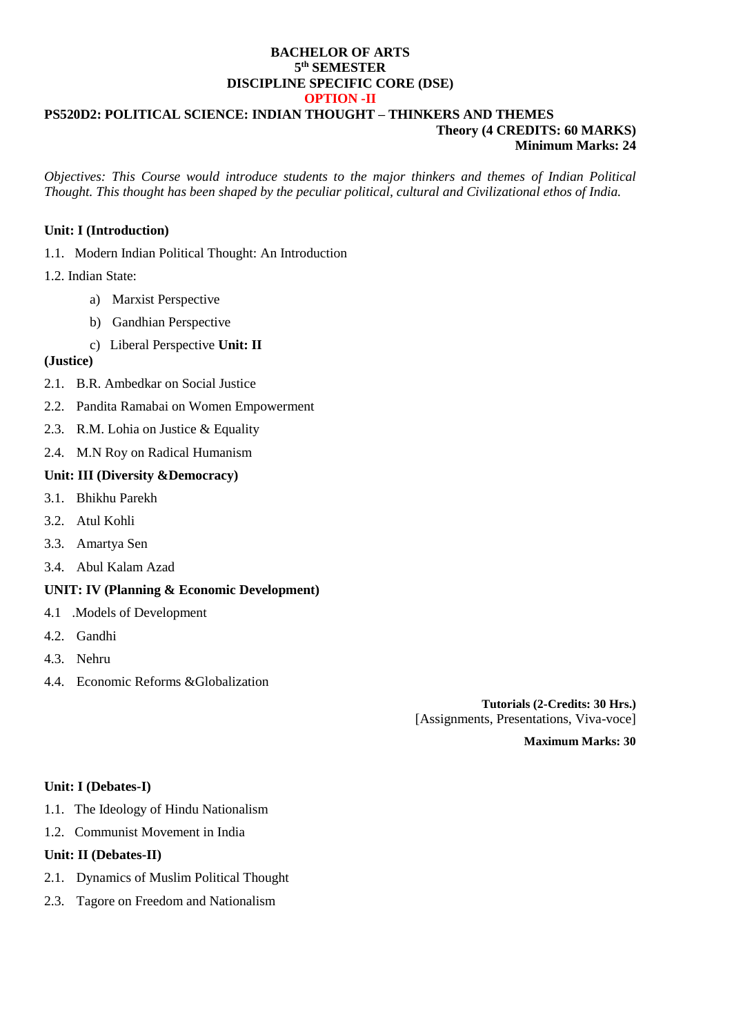**BACHELOR OF ARTS**
**5th SEMESTER**
**DISCIPLINE SPECIFIC CORE (DSE)**
**OPTION -II**

## PS520D2: POLITICAL SCIENCE: INDIAN THOUGHT – THINKERS AND THEMES

**Theory (4 CREDITS: 60 MARKS)**
**Minimum Marks: 24**

*Objectives: This Course would introduce students to the major thinkers and themes of Indian Political Thought. This thought has been shaped by the peculiar political, cultural and Civilizational ethos of India.*

### Unit: I (Introduction)

1.1. Modern Indian Political Thought: An Introduction

1.2. Indian State:

   a) Marxist Perspective
   b) Gandhian Perspective
   c) Liberal Perspective

### Unit: II (Justice)

2.1. B.R. Ambedkar on Social Justice

2.2. Pandita Ramabai on Women Empowerment

2.3. R.M. Lohia on Justice & Equality

2.4. M.N Roy on Radical Humanism

### Unit: III (Diversity &Democracy)

3.1. Bhikhu Parekh

3.2. Atul Kohli

3.3. Amartya Sen

3.4. Abul Kalam Azad

### UNIT: IV (Planning & Economic Development)

4.1 .Models of Development

4.2. Gandhi

4.3. Nehru

4.4. Economic Reforms &Globalization

**Tutorials (2-Credits: 30 Hrs.)**
[Assignments, Presentations, Viva-voce]

**Maximum Marks: 30**

### Unit: I (Debates-I)

1.1. The Ideology of Hindu Nationalism

1.2. Communist Movement in India

### Unit: II (Debates-II)

2.1. Dynamics of Muslim Political Thought

2.3. Tagore on Freedom and Nationalism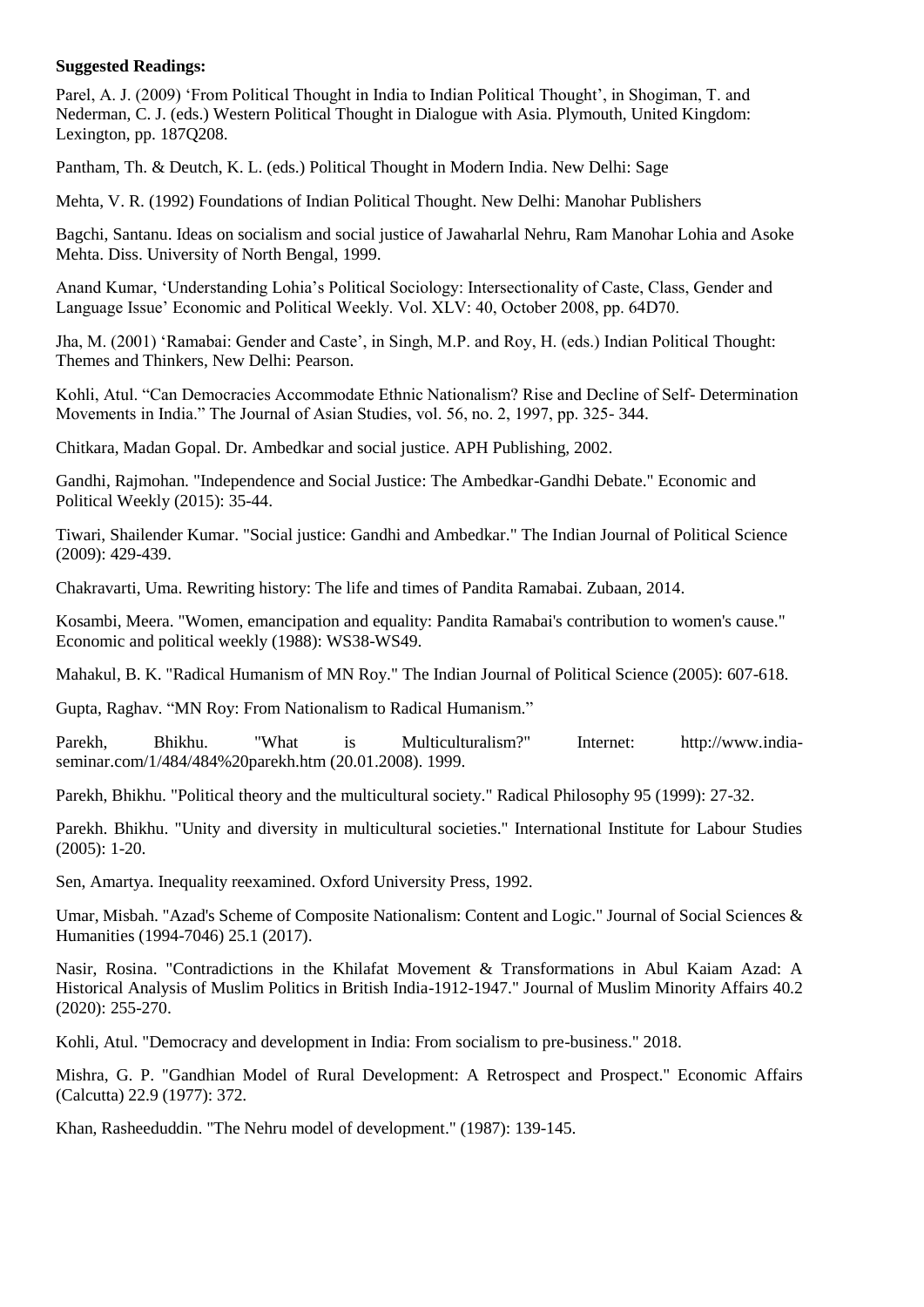**Suggested Readings:**

Parel, A. J. (2009) 'From Political Thought in India to Indian Political Thought', in Shogiman, T. and Nederman, C. J. (eds.) Western Political Thought in Dialogue with Asia. Plymouth, United Kingdom: Lexington, pp. 187Q208.

Pantham, Th. & Deutch, K. L. (eds.) Political Thought in Modern India. New Delhi: Sage

Mehta, V. R. (1992) Foundations of Indian Political Thought. New Delhi: Manohar Publishers

Bagchi, Santanu. Ideas on socialism and social justice of Jawaharlal Nehru, Ram Manohar Lohia and Asoke Mehta. Diss. University of North Bengal, 1999.

Anand Kumar, 'Understanding Lohia's Political Sociology: Intersectionality of Caste, Class, Gender and Language Issue' Economic and Political Weekly. Vol. XLV: 40, October 2008, pp. 64D70.

Jha, M. (2001) 'Ramabai: Gender and Caste', in Singh, M.P. and Roy, H. (eds.) Indian Political Thought: Themes and Thinkers, New Delhi: Pearson.

Kohli, Atul. "Can Democracies Accommodate Ethnic Nationalism? Rise and Decline of Self- Determination Movements in India." The Journal of Asian Studies, vol. 56, no. 2, 1997, pp. 325- 344.

Chitkara, Madan Gopal. Dr. Ambedkar and social justice. APH Publishing, 2002.

Gandhi, Rajmohan. "Independence and Social Justice: The Ambedkar-Gandhi Debate." Economic and Political Weekly (2015): 35-44.

Tiwari, Shailender Kumar. "Social justice: Gandhi and Ambedkar." The Indian Journal of Political Science (2009): 429-439.

Chakravarti, Uma. Rewriting history: The life and times of Pandita Ramabai. Zubaan, 2014.

Kosambi, Meera. "Women, emancipation and equality: Pandita Ramabai's contribution to women's cause." Economic and political weekly (1988): WS38-WS49.

Mahakul, B. K. "Radical Humanism of MN Roy." The Indian Journal of Political Science (2005): 607-618.

Gupta, Raghav. "MN Roy: From Nationalism to Radical Humanism."

Parekh, Bhikhu. "What is Multiculturalism?" Internet: http://www.india-seminar.com/1/484/484%20parekh.htm (20.01.2008). 1999.

Parekh, Bhikhu. "Political theory and the multicultural society." Radical Philosophy 95 (1999): 27-32.

Parekh. Bhikhu. "Unity and diversity in multicultural societies." International Institute for Labour Studies (2005): 1-20.

Sen, Amartya. Inequality reexamined. Oxford University Press, 1992.

Umar, Misbah. "Azad's Scheme of Composite Nationalism: Content and Logic." Journal of Social Sciences & Humanities (1994-7046) 25.1 (2017).

Nasir, Rosina. "Contradictions in the Khilafat Movement & Transformations in Abul Kaiam Azad: A Historical Analysis of Muslim Politics in British India-1912-1947." Journal of Muslim Minority Affairs 40.2 (2020): 255-270.

Kohli, Atul. "Democracy and development in India: From socialism to pre-business." 2018.

Mishra, G. P. "Gandhian Model of Rural Development: A Retrospect and Prospect." Economic Affairs (Calcutta) 22.9 (1977): 372.

Khan, Rasheeduddin. "The Nehru model of development." (1987): 139-145.